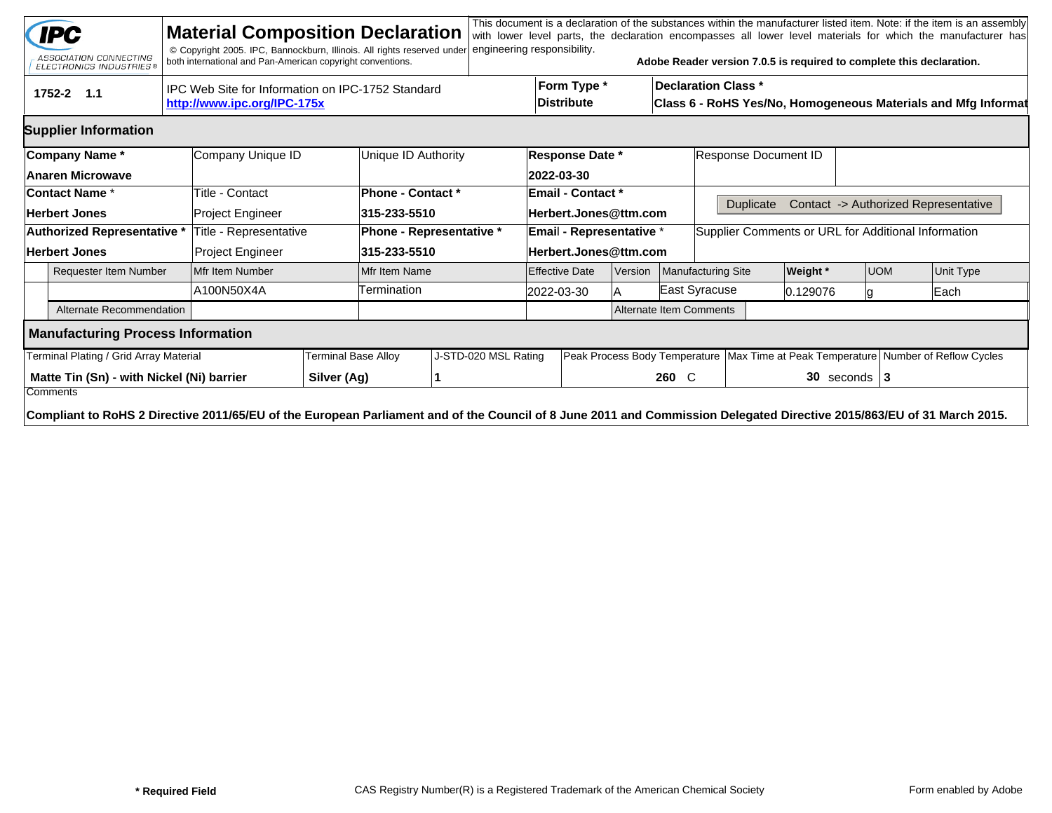IPC — ASSOCIATION CONNECTING ELECTRONICS INDUSTRIES®

# Material Composition Declaration

© Copyright 2005. IPC, Bannockburn, Illinois. All rights reserved under both international and Pan-American copyright conventions.

This document is a declaration of the substances within the manufacturer listed item. Note: if the item is an assembly with lower level parts, the declaration encompasses all lower level materials for which the manufacturer has engineering responsibility.

**Adobe Reader version 7.0.5 is required to complete this declaration.**

| | | | |
|---|---|---|---|
| **1752-2 1.1** | IPC Web Site for Information on IPC-1752 Standard **http://www.ipc.org/IPC-175x** | **Form Type *** **Distribute** | **Declaration Class *** **Class 6 - RoHS Yes/No, Homogeneous Materials and Mfg Informat** |

## Supplier Information

| | | | | |
|---|---|---|---|---|
| **Company Name *** | Company Unique ID | Unique ID Authority | **Response Date *** | Response Document ID |
| **Anaren Microwave** | | | **2022-03-30** | |
| **Contact Name** * | Title - Contact | **Phone - Contact *** | **Email - Contact *** | Duplicate Contact -> Authorized Representative |
| **Herbert Jones** | Project Engineer | **315-233-5510** | **Herbert.Jones@ttm.com** | |
| **Authorized Representative *** | Title - Representative | **Phone - Representative *** | **Email - Representative** * | Supplier Comments or URL for Additional Information |
| **Herbert Jones** | Project Engineer | **315-233-5510** | **Herbert.Jones@ttm.com** | |

| Requester Item Number | Mfr Item Number | Mfr Item Name | Effective Date | Version | Manufacturing Site | **Weight *** | UOM | Unit Type |
|---|---|---|---|---|---|---|---|---|
| | A100N50X4A | Termination | 2022-03-30 | A | East Syracuse | 0.129076 | g | Each |
| Alternate Recommendation | | | | Alternate Item Comments | | | | |

## Manufacturing Process Information

| Terminal Plating / Grid Array Material | Terminal Base Alloy | J-STD-020 MSL Rating | Peak Process Body Temperature | Max Time at Peak Temperature | Number of Reflow Cycles |
|---|---|---|---|---|---|
| **Matte Tin (Sn) - with Nickel (Ni) barrier** | **Silver (Ag)** | **1** | **260** C | **30** seconds | **3** |

Comments

**Compliant to RoHS 2 Directive 2011/65/EU of the European Parliament and of the Council of 8 June 2011 and Commission Delegated Directive 2015/863/EU of 31 March 2015.**

**\* Required Field** CAS Registry Number(R) is a Registered Trademark of the American Chemical Society Form enabled by Adobe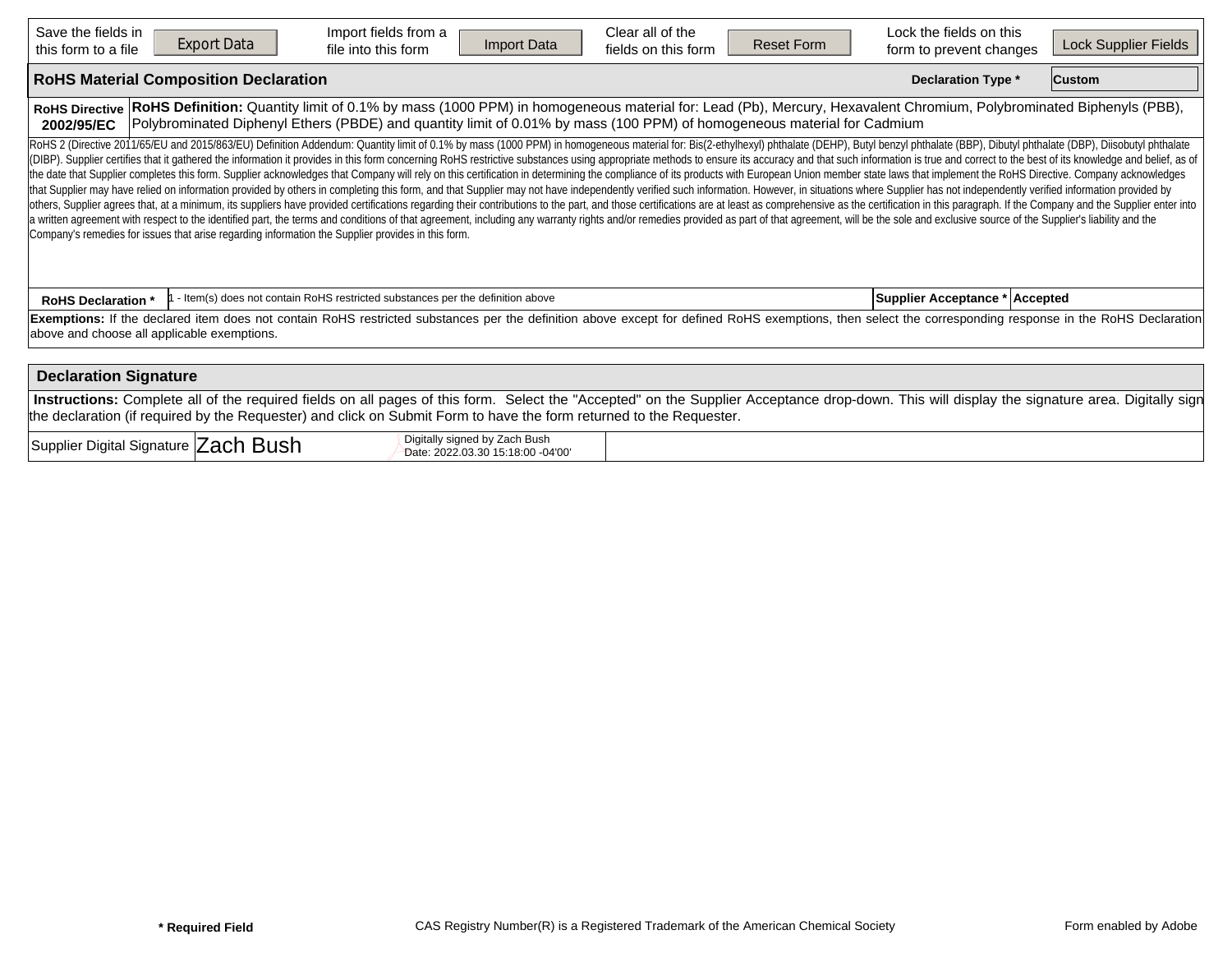| | | | | | | | |
|---|---|---|---|---|---|---|---|
| Save the fields in this form to a file | Export Data | Import fields from a file into this form | Import Data | Clear all of the fields on this form | Reset Form | Lock the fields on this form to prevent changes | Lock Supplier Fields |

## RoHS Material Composition Declaration

**Declaration Type *** Custom

| | |
|---|---|
| **RoHS Directive 2002/95/EC** | **RoHS Definition:** Quantity limit of 0.1% by mass (1000 PPM) in homogeneous material for: Lead (Pb), Mercury, Hexavalent Chromium, Polybrominated Biphenyls (PBB), Polybrominated Diphenyl Ethers (PBDE) and quantity limit of 0.01% by mass (100 PPM) of homogeneous material for Cadmium |

RoHS 2 (Directive 2011/65/EU and 2015/863/EU) Definition Addendum: Quantity limit of 0.1% by mass (1000 PPM) in homogeneous material for: Bis(2-ethylhexyl) phthalate (DEHP), Butyl benzyl phthalate (BBP), Dibutyl phthalate (DBP), Diisobutyl phthalate (DIBP). Supplier certifies that it gathered the information it provides in this form concerning RoHS restrictive substances using appropriate methods to ensure its accuracy and that such information is true and correct to the best of its knowledge and belief, as of the date that Supplier completes this form. Supplier acknowledges that Company will rely on this certification in determining the compliance of its products with European Union member state laws that implement the RoHS Directive. Company acknowledges that Supplier may have relied on information provided by others in completing this form, and that Supplier may not have independently verified such information. However, in situations where Supplier has not independently verified information provided by others, Supplier agrees that, at a minimum, its suppliers have provided certifications regarding their contributions to the part, and those certifications are at least as comprehensive as the certification in this paragraph. If the Company and the Supplier enter into a written agreement with respect to the identified part, the terms and conditions of that agreement, including any warranty rights and/or remedies provided as part of that agreement, will be the sole and exclusive source of the Supplier's liability and the Company's remedies for issues that arise regarding information the Supplier provides in this form.

| | | | |
|---|---|---|---|
| **RoHS Declaration *** | 1 - Item(s) does not contain RoHS restricted substances per the definition above | **Supplier Acceptance *** | **Accepted** |

**Exemptions:** If the declared item does not contain RoHS restricted substances per the definition above except for defined RoHS exemptions, then select the corresponding response in the RoHS Declaration above and choose all applicable exemptions.

## Declaration Signature

**Instructions:** Complete all of the required fields on all pages of this form. Select the "Accepted" on the Supplier Acceptance drop-down. This will display the signature area. Digitally sign the declaration (if required by the Requester) and click on Submit Form to have the form returned to the Requester.

| | | | |
|---|---|---|---|
| Supplier Digital Signature | Zach Bush | Digitally signed by Zach Bush Date: 2022.03.30 15:18:00 -04'00' | |

**\* Required Field** CAS Registry Number(R) is a Registered Trademark of the American Chemical Society Form enabled by Adobe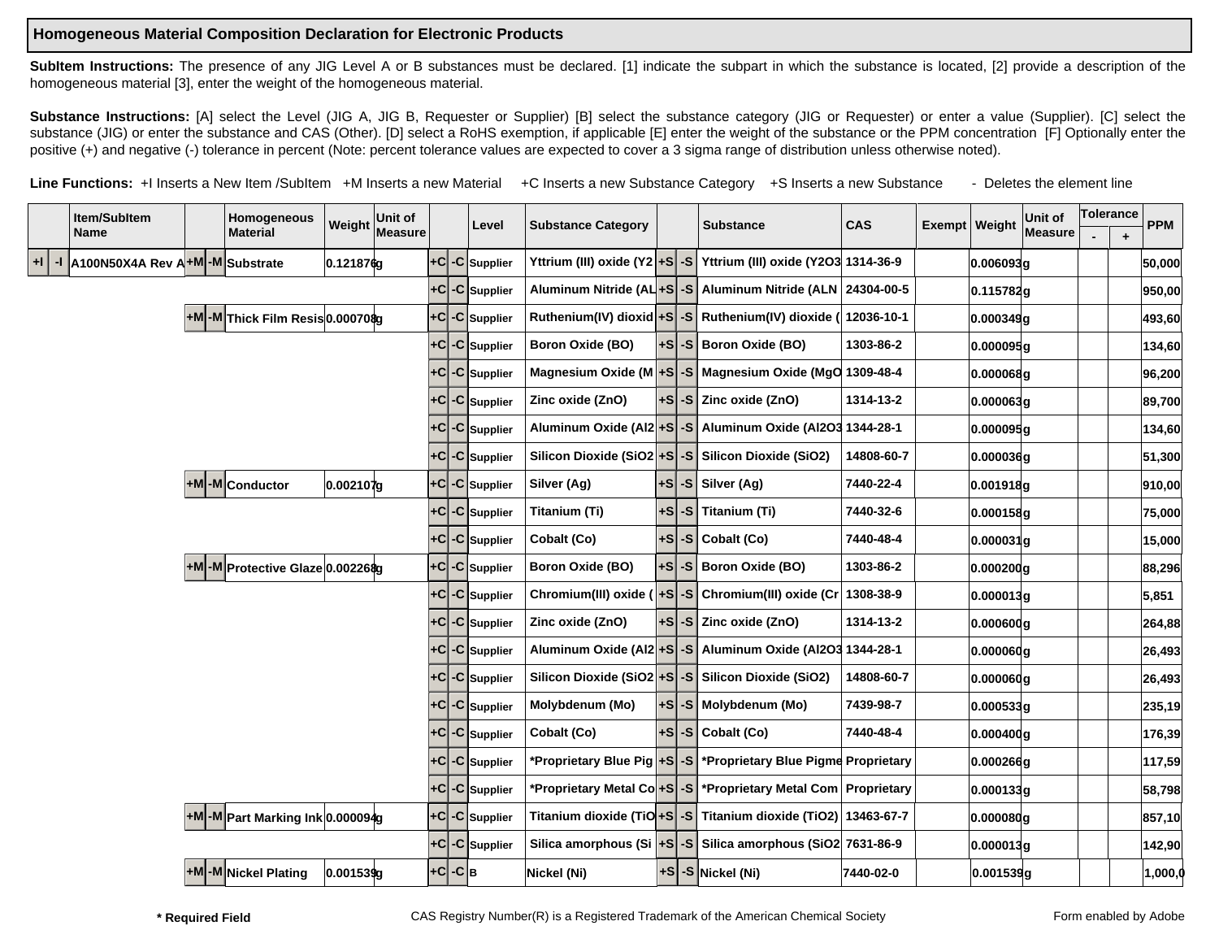## Homogeneous Material Composition Declaration for Electronic Products

**SubItem Instructions:** The presence of any JIG Level A or B substances must be declared. [1] indicate the subpart in which the substance is located, [2] provide a description of the homogeneous material [3], enter the weight of the homogeneous material.

**Substance Instructions:** [A] select the Level (JIG A, JIG B, Requester or Supplier) [B] select the substance category (JIG or Requester) or enter a value (Supplier). [C] select the substance (JIG) or enter the substance and CAS (Other). [D] select a RoHS exemption, if applicable [E] enter the weight of the substance or the PPM concentration [F] Optionally enter the positive (+) and negative (-) tolerance in percent (Note: percent tolerance values are expected to cover a 3 sigma range of distribution unless otherwise noted).

**Line Functions:** +I Inserts a New Item /SubItem +M Inserts a new Material +C Inserts a new Substance Category +S Inserts a new Substance - Deletes the element line

| | Item/SubItem Name | | Homogeneous Material | Weight | Unit of Measure | | Level | Substance Category | | Substance | CAS | Exempt | Weight | Unit of Measure | Tolerance | | PPM |
|---|---|---|---|---|---|---|---|---|---|---|---|---|---|---|---|---|---|
| | | | | | | | | | | | | | | | - | + | |
| +I -I | A100N50X4A Rev A | +M -M | Substrate | 0.121876 | g | +C -C | Supplier | Yttrium (III) oxide (Y2 | +S -S | Yttrium (III) oxide (Y2O3 | 1314-36-9 | | 0.006093 | g | | | 50,000 |
| | | | | | | +C -C | Supplier | Aluminum Nitride (AL | +S -S | Aluminum Nitride (ALN | 24304-00-5 | | 0.115782 | g | | | 950,00 |
| | | +M -M | Thick Film Resis | 0.000708 | g | +C -C | Supplier | Ruthenium(IV) dioxid | +S -S | Ruthenium(IV) dioxide ( | 12036-10-1 | | 0.000349 | g | | | 493,60 |
| | | | | | | +C -C | Supplier | Boron Oxide (BO) | +S -S | Boron Oxide (BO) | 1303-86-2 | | 0.000095 | g | | | 134,60 |
| | | | | | | +C -C | Supplier | Magnesium Oxide (M | +S -S | Magnesium Oxide (MgO | 1309-48-4 | | 0.000068 | g | | | 96,200 |
| | | | | | | +C -C | Supplier | Zinc oxide (ZnO) | +S -S | Zinc oxide (ZnO) | 1314-13-2 | | 0.000063 | g | | | 89,700 |
| | | | | | | +C -C | Supplier | Aluminum Oxide (Al2 | +S -S | Aluminum Oxide (Al2O3 | 1344-28-1 | | 0.000095 | g | | | 134,60 |
| | | | | | | +C -C | Supplier | Silicon Dioxide (SiO2 | +S -S | Silicon Dioxide (SiO2) | 14808-60-7 | | 0.000036 | g | | | 51,300 |
| | | +M -M | Conductor | 0.002107 | g | +C -C | Supplier | Silver (Ag) | +S -S | Silver (Ag) | 7440-22-4 | | 0.001918 | g | | | 910,00 |
| | | | | | | +C -C | Supplier | Titanium (Ti) | +S -S | Titanium (Ti) | 7440-32-6 | | 0.000158 | g | | | 75,000 |
| | | | | | | +C -C | Supplier | Cobalt (Co) | +S -S | Cobalt (Co) | 7440-48-4 | | 0.000031 | g | | | 15,000 |
| | | +M -M | Protective Glaze | 0.002268 | g | +C -C | Supplier | Boron Oxide (BO) | +S -S | Boron Oxide (BO) | 1303-86-2 | | 0.000200 | g | | | 88,296 |
| | | | | | | +C -C | Supplier | Chromium(III) oxide ( | +S -S | Chromium(III) oxide (Cr | 1308-38-9 | | 0.000013 | g | | | 5,851 |
| | | | | | | +C -C | Supplier | Zinc oxide (ZnO) | +S -S | Zinc oxide (ZnO) | 1314-13-2 | | 0.000600 | g | | | 264,88 |
| | | | | | | +C -C | Supplier | Aluminum Oxide (Al2 | +S -S | Aluminum Oxide (Al2O3 | 1344-28-1 | | 0.000060 | g | | | 26,493 |
| | | | | | | +C -C | Supplier | Silicon Dioxide (SiO2 | +S -S | Silicon Dioxide (SiO2) | 14808-60-7 | | 0.000060 | g | | | 26,493 |
| | | | | | | +C -C | Supplier | Molybdenum (Mo) | +S -S | Molybdenum (Mo) | 7439-98-7 | | 0.000533 | g | | | 235,19 |
| | | | | | | +C -C | Supplier | Cobalt (Co) | +S -S | Cobalt (Co) | 7440-48-4 | | 0.000400 | g | | | 176,39 |
| | | | | | | +C -C | Supplier | *Proprietary Blue Pig | +S -S | *Proprietary Blue Pigme | Proprietary | | 0.000266 | g | | | 117,59 |
| | | | | | | +C -C | Supplier | *Proprietary Metal Co | +S -S | *Proprietary Metal Com | Proprietary | | 0.000133 | g | | | 58,798 |
| | | +M -M | Part Marking Ink | 0.000094 | g | +C -C | Supplier | Titanium dioxide (TiO | +S -S | Titanium dioxide (TiO2) | 13463-67-7 | | 0.000080 | g | | | 857,10 |
| | | | | | | +C -C | Supplier | Silica amorphous (Si | +S -S | Silica amorphous (SiO2 | 7631-86-9 | | 0.000013 | g | | | 142,90 |
| | | +M -M | Nickel Plating | 0.001539 | g | +C -C | B | Nickel (Ni) | +S -S | Nickel (Ni) | 7440-02-0 | | 0.001539 | g | | | 1,000,0 |

**\* Required Field** CAS Registry Number(R) is a Registered Trademark of the American Chemical Society Form enabled by Adobe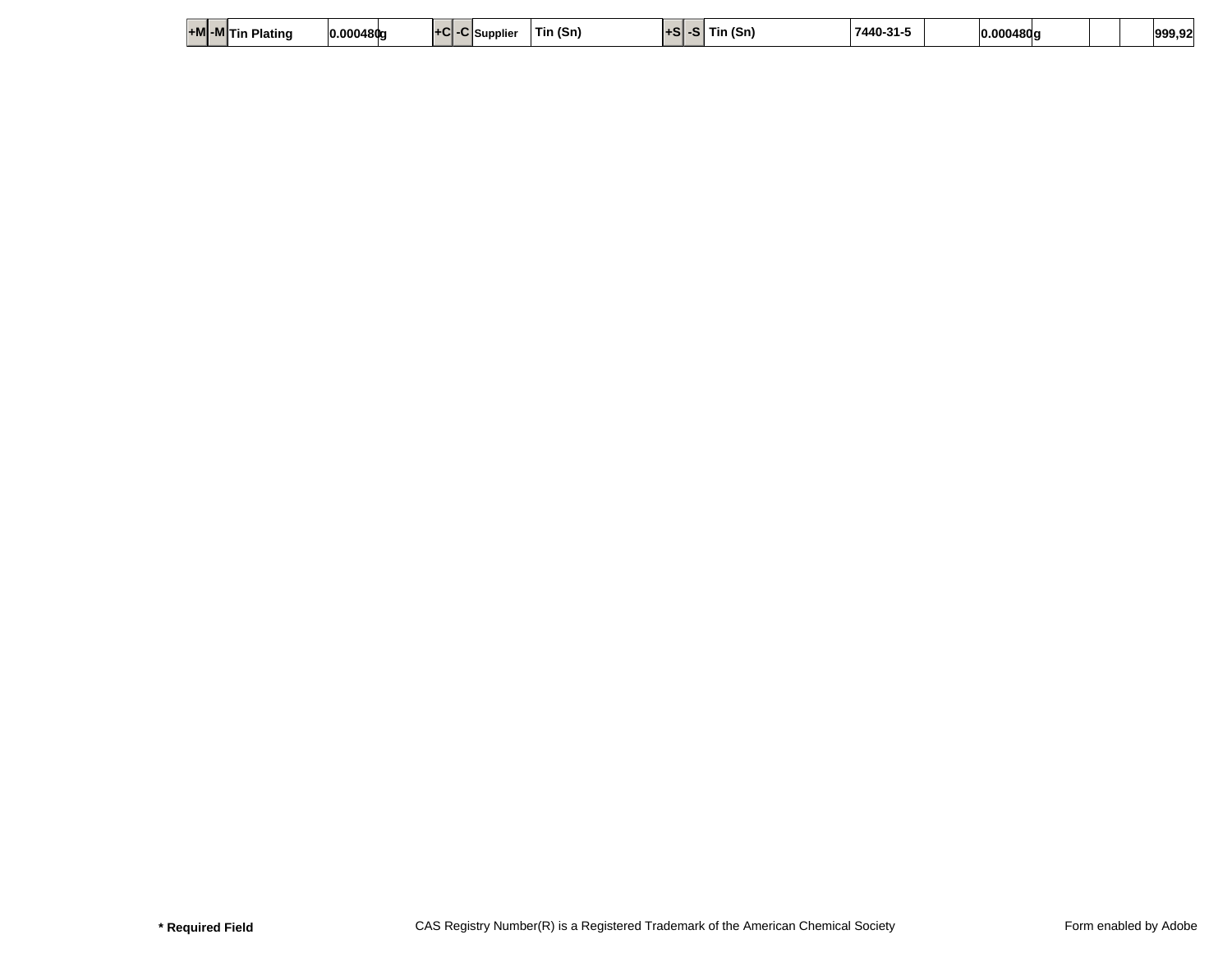| | | | | | | | | | | | | | | | | | |
|---|---|---|---|---|---|---|---|---|---|---|---|---|---|---|---|---|---|
| +M | -M | Tin Plating | 0.000480 | g | +C | -C | Supplier | Tin (Sn) | +S | -S | Tin (Sn) | 7440-31-5 | | 0.000480 | g | | 999,92 |

* Required Field

CAS Registry Number(R) is a Registered Trademark of the American Chemical Society

Form enabled by Adobe